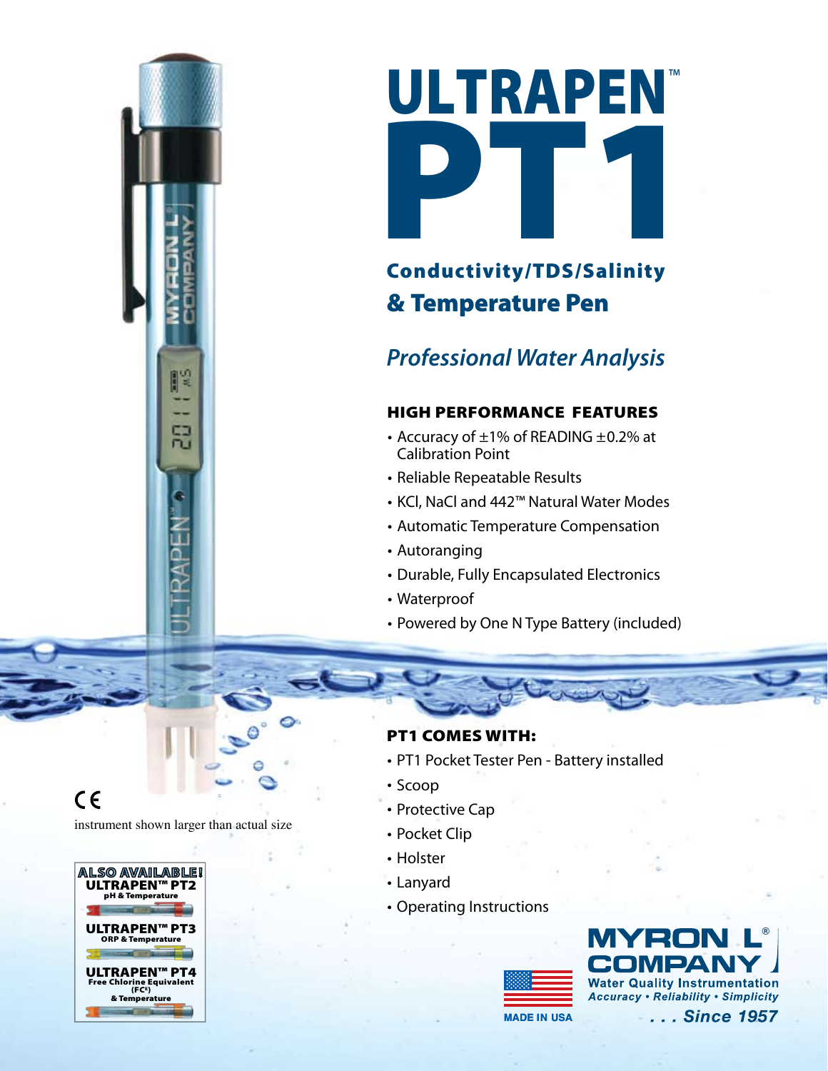# ULTRAPEN™ PT1

## Conductivity/TDS/Salinity & Temperature Pen

*Professional Water Analysis*

### HIGH PERFORMANCE FEATURES

- Accuracy of ±1% of READING ±0.2% at Calibration Point
- Reliable Repeatable Results
- KCl, NaCl and 442™ Natural Water Modes
- Automatic Temperature Compensation
- Autoranging
- Durable, Fully Encapsulated Electronics
- Waterproof
- Powered by One N Type Battery (included)

### PT1 COMES WITH:

- PT1 Pocket Tester Pen - Battery installed
- Scoop
- Protective Cap
- Pocket Clip
- Holster
- Lanyard
- Operating Instructions

CE

instrument shown larger than actual size

**ALSO AVAILABLE!**

**ULTRAPEN™ PT2**
pH & Temperature

**ULTRAPEN™ PT3**
ORP & Temperature

**ULTRAPEN™ PT4**
Free Chlorine Equivalent (FCᴱ) & Temperature

MADE IN USA

**MYRON L® COMPANY**
Water Quality Instrumentation
*Accuracy • Reliability • Simplicity*
*. . . Since 1957*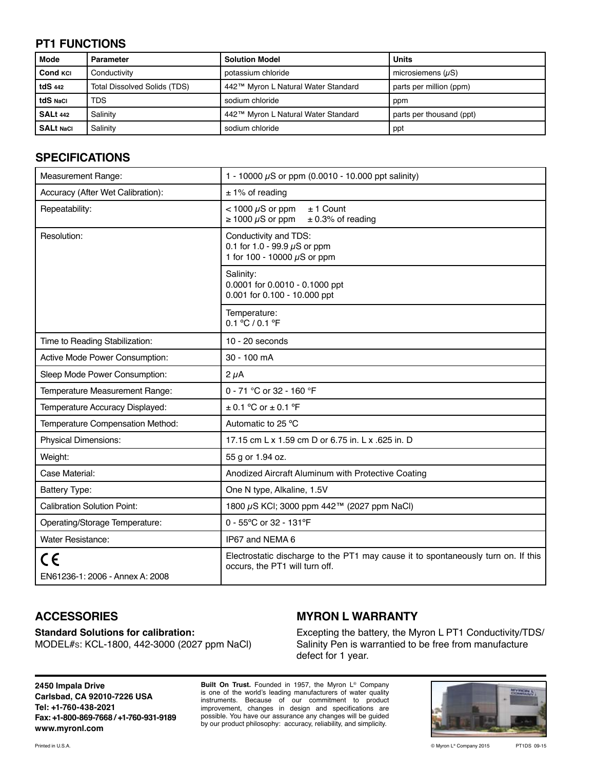## PT1 FUNCTIONS

| Mode | Parameter | Solution Model | Units |
|---|---|---|---|
| **Cond KCl** | Conductivity | potassium chloride | microsiemens (µS) |
| **tdS 442** | Total Dissolved Solids (TDS) | 442™ Myron L Natural Water Standard | parts per million (ppm) |
| **tdS NaCl** | TDS | sodium chloride | ppm |
| **SALt 442** | Salinity | 442™ Myron L Natural Water Standard | parts per thousand (ppt) |
| **SALt NaCl** | Salinity | sodium chloride | ppt |

## SPECIFICATIONS

| | |
|---|---|
| Measurement Range: | 1 - 10000 µS or ppm (0.0010 - 10.000 ppt salinity) |
| Accuracy (After Wet Calibration): | ± 1% of reading |
| Repeatability: | < 1000 µS or ppm ± 1 Count<br>≥ 1000 µS or ppm ± 0.3% of reading |
| Resolution: | Conductivity and TDS:<br>0.1 for 1.0 - 99.9 µS or ppm<br>1 for 100 - 10000 µS or ppm |
| | Salinity:<br>0.0001 for 0.0010 - 0.1000 ppt<br>0.001 for 0.100 - 10.000 ppt |
| | Temperature:<br>0.1 ºC / 0.1 ºF |
| Time to Reading Stabilization: | 10 - 20 seconds |
| Active Mode Power Consumption: | 30 - 100 mA |
| Sleep Mode Power Consumption: | 2 µA |
| Temperature Measurement Range: | 0 - 71 °C or 32 - 160 °F |
| Temperature Accuracy Displayed: | ± 0.1 ºC or ± 0.1 ºF |
| Temperature Compensation Method: | Automatic to 25 ºC |
| Physical Dimensions: | 17.15 cm L x 1.59 cm D or 6.75 in. L x .625 in. D |
| Weight: | 55 g or 1.94 oz. |
| Case Material: | Anodized Aircraft Aluminum with Protective Coating |
| Battery Type: | One N type, Alkaline, 1.5V |
| Calibration Solution Point: | 1800 µS KCl; 3000 ppm 442™ (2027 ppm NaCl) |
| Operating/Storage Temperature: | 0 - 55ºC or 32 - 131ºF |
| Water Resistance: | IP67 and NEMA 6 |
| CE<br>EN61236-1: 2006 - Annex A: 2008 | Electrostatic discharge to the PT1 may cause it to spontaneously turn on. If this occurs, the PT1 will turn off. |

## ACCESSORIES

**Standard Solutions for calibration:**
MODEL#s: KCL-1800, 442-3000 (2027 ppm NaCl)

## MYRON L WARRANTY

Excepting the battery, the Myron L PT1 Conductivity/TDS/Salinity Pen is warrantied to be free from manufacture defect for 1 year.

**2450 Impala Drive**
**Carlsbad, CA 92010-7226 USA**
**Tel: +1-760-438-2021**
**Fax: +1-800-869-7668 / +1-760-931-9189**
**www.myronl.com**

**Built On Trust.** Founded in 1957, the Myron L® Company is one of the world's leading manufacturers of water quality instruments. Because of our commitment to product improvement, changes in design and specifications are possible. You have our assurance any changes will be guided by our product philosophy: accuracy, reliability, and simplicity.

Printed in U.S.A.

© Myron L® Company 2015 PT1DS 09-15